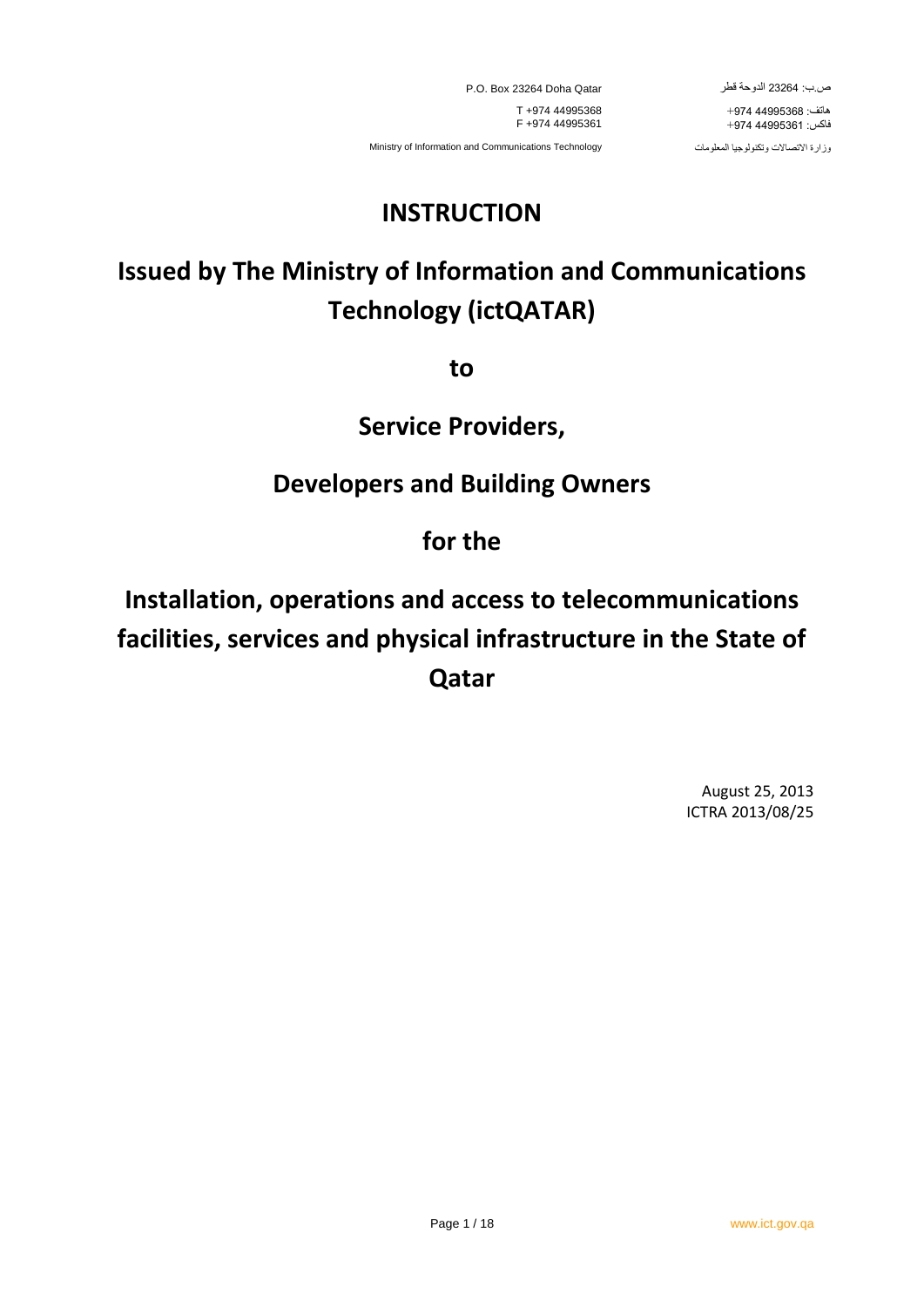P.O. Box 23264 Doha Qatar

T +974 44995368
F +974 44995361

Ministry of Information and Communications Technology

ص.ب: 23264 الدوحة قطر

هاتف: 44995368 974+
فاكس: 44995361 974+

وزارة الاتصالات وتكنولوجيا المعلومات

# INSTRUCTION

## Issued by The Ministry of Information and Communications Technology (ictQATAR)

## to

## Service Providers,

## Developers and Building Owners

## for the

## Installation, operations and access to telecommunications facilities, services and physical infrastructure in the State of Qatar

August 25, 2013
ICTRA 2013/08/25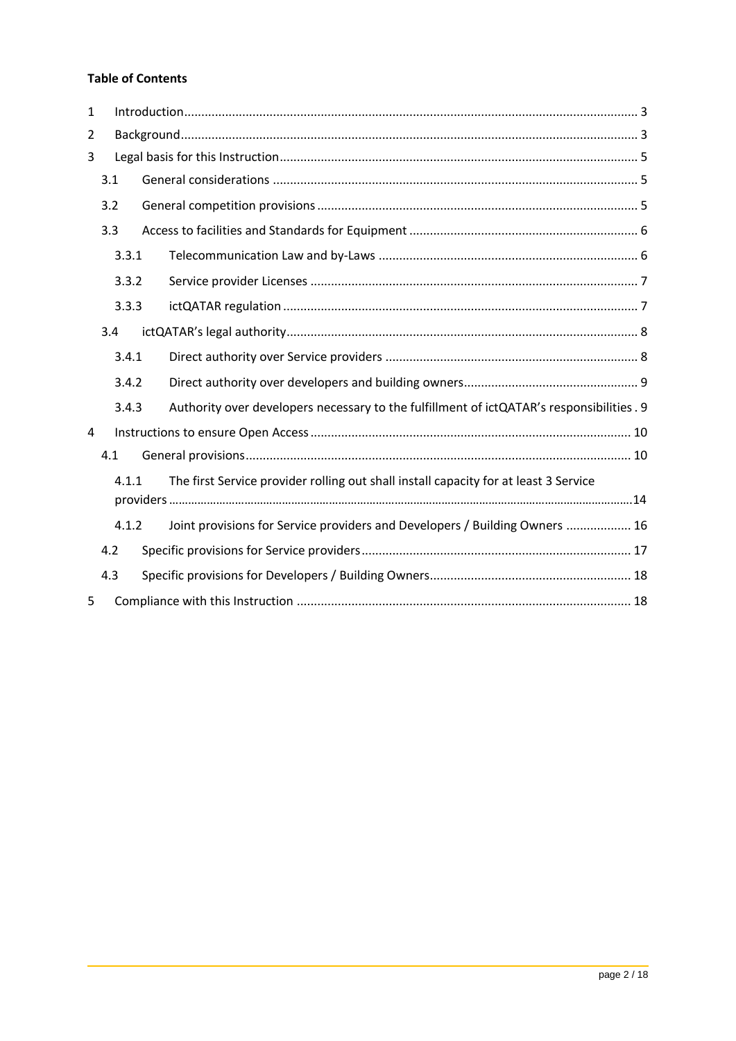**Table of Contents**

1 Introduction ... 3
2 Background ... 3
3 Legal basis for this Instruction ... 5
  3.1 General considerations ... 5
  3.2 General competition provisions ... 5
  3.3 Access to facilities and Standards for Equipment ... 6
    3.3.1 Telecommunication Law and by-Laws ... 6
    3.3.2 Service provider Licenses ... 7
    3.3.3 ictQATAR regulation ... 7
  3.4 ictQATAR's legal authority ... 8
    3.4.1 Direct authority over Service providers ... 8
    3.4.2 Direct authority over developers and building owners ... 9
    3.4.3 Authority over developers necessary to the fulfillment of ictQATAR's responsibilities ... 9
4 Instructions to ensure Open Access ... 10
  4.1 General provisions ... 10
    4.1.1 The first Service provider rolling out shall install capacity for at least 3 Service providers ... 14
    4.1.2 Joint provisions for Service providers and Developers / Building Owners ... 16
  4.2 Specific provisions for Service providers ... 17
  4.3 Specific provisions for Developers / Building Owners ... 18
5 Compliance with this Instruction ... 18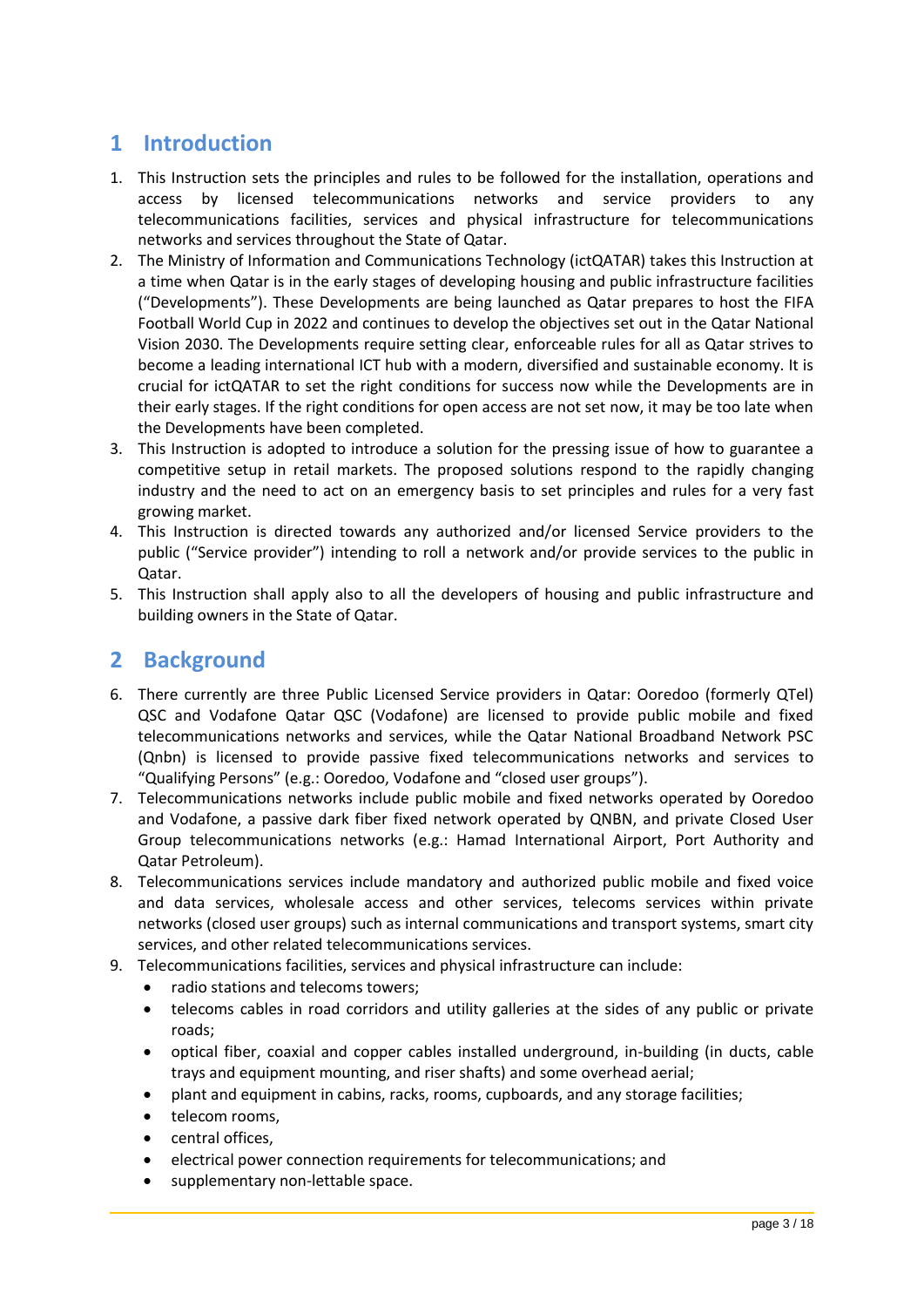# 1 Introduction

1. This Instruction sets the principles and rules to be followed for the installation, operations and access by licensed telecommunications networks and service providers to any telecommunications facilities, services and physical infrastructure for telecommunications networks and services throughout the State of Qatar.
2. The Ministry of Information and Communications Technology (ictQATAR) takes this Instruction at a time when Qatar is in the early stages of developing housing and public infrastructure facilities ("Developments"). These Developments are being launched as Qatar prepares to host the FIFA Football World Cup in 2022 and continues to develop the objectives set out in the Qatar National Vision 2030. The Developments require setting clear, enforceable rules for all as Qatar strives to become a leading international ICT hub with a modern, diversified and sustainable economy. It is crucial for ictQATAR to set the right conditions for success now while the Developments are in their early stages. If the right conditions for open access are not set now, it may be too late when the Developments have been completed.
3. This Instruction is adopted to introduce a solution for the pressing issue of how to guarantee a competitive setup in retail markets. The proposed solutions respond to the rapidly changing industry and the need to act on an emergency basis to set principles and rules for a very fast growing market.
4. This Instruction is directed towards any authorized and/or licensed Service providers to the public ("Service provider") intending to roll a network and/or provide services to the public in Qatar.
5. This Instruction shall apply also to all the developers of housing and public infrastructure and building owners in the State of Qatar.

# 2 Background

6. There currently are three Public Licensed Service providers in Qatar: Ooredoo (formerly QTel) QSC and Vodafone Qatar QSC (Vodafone) are licensed to provide public mobile and fixed telecommunications networks and services, while the Qatar National Broadband Network PSC (Qnbn) is licensed to provide passive fixed telecommunications networks and services to "Qualifying Persons" (e.g.: Ooredoo, Vodafone and "closed user groups").
7. Telecommunications networks include public mobile and fixed networks operated by Ooredoo and Vodafone, a passive dark fiber fixed network operated by QNBN, and private Closed User Group telecommunications networks (e.g.: Hamad International Airport, Port Authority and Qatar Petroleum).
8. Telecommunications services include mandatory and authorized public mobile and fixed voice and data services, wholesale access and other services, telecoms services within private networks (closed user groups) such as internal communications and transport systems, smart city services, and other related telecommunications services.
9. Telecommunications facilities, services and physical infrastructure can include:
   - radio stations and telecoms towers;
   - telecoms cables in road corridors and utility galleries at the sides of any public or private roads;
   - optical fiber, coaxial and copper cables installed underground, in-building (in ducts, cable trays and equipment mounting, and riser shafts) and some overhead aerial;
   - plant and equipment in cabins, racks, rooms, cupboards, and any storage facilities;
   - telecom rooms,
   - central offices,
   - electrical power connection requirements for telecommunications; and
   - supplementary non-lettable space.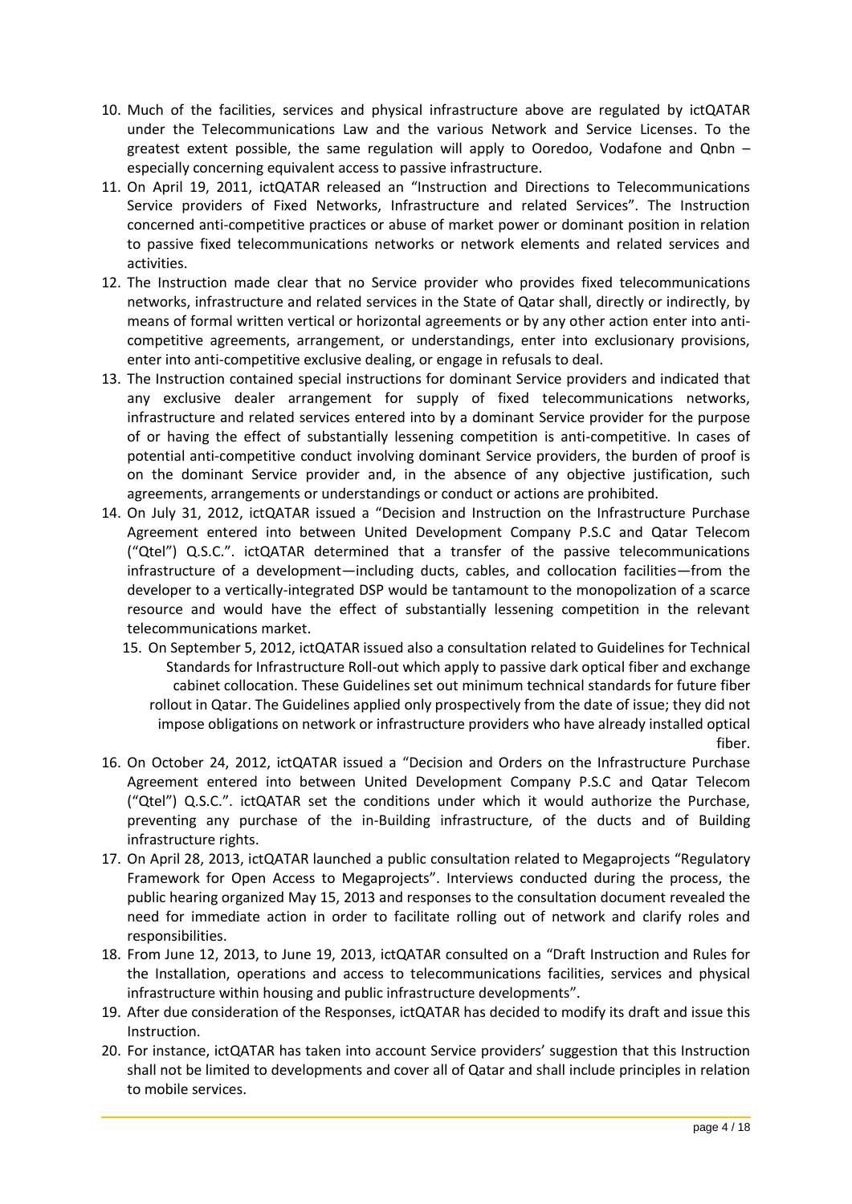10. Much of the facilities, services and physical infrastructure above are regulated by ictQATAR under the Telecommunications Law and the various Network and Service Licenses. To the greatest extent possible, the same regulation will apply to Ooredoo, Vodafone and Qnbn – especially concerning equivalent access to passive infrastructure.
11. On April 19, 2011, ictQATAR released an "Instruction and Directions to Telecommunications Service providers of Fixed Networks, Infrastructure and related Services". The Instruction concerned anti-competitive practices or abuse of market power or dominant position in relation to passive fixed telecommunications networks or network elements and related services and activities.
12. The Instruction made clear that no Service provider who provides fixed telecommunications networks, infrastructure and related services in the State of Qatar shall, directly or indirectly, by means of formal written vertical or horizontal agreements or by any other action enter into anti-competitive agreements, arrangement, or understandings, enter into exclusionary provisions, enter into anti-competitive exclusive dealing, or engage in refusals to deal.
13. The Instruction contained special instructions for dominant Service providers and indicated that any exclusive dealer arrangement for supply of fixed telecommunications networks, infrastructure and related services entered into by a dominant Service provider for the purpose of or having the effect of substantially lessening competition is anti-competitive. In cases of potential anti-competitive conduct involving dominant Service providers, the burden of proof is on the dominant Service provider and, in the absence of any objective justification, such agreements, arrangements or understandings or conduct or actions are prohibited.
14. On July 31, 2012, ictQATAR issued a "Decision and Instruction on the Infrastructure Purchase Agreement entered into between United Development Company P.S.C and Qatar Telecom ("Qtel") Q.S.C.". ictQATAR determined that a transfer of the passive telecommunications infrastructure of a development—including ducts, cables, and collocation facilities—from the developer to a vertically-integrated DSP would be tantamount to the monopolization of a scarce resource and would have the effect of substantially lessening competition in the relevant telecommunications market.
15. On September 5, 2012, ictQATAR issued also a consultation related to Guidelines for Technical Standards for Infrastructure Roll-out which apply to passive dark optical fiber and exchange cabinet collocation. These Guidelines set out minimum technical standards for future fiber rollout in Qatar. The Guidelines applied only prospectively from the date of issue; they did not impose obligations on network or infrastructure providers who have already installed optical fiber.
16. On October 24, 2012, ictQATAR issued a "Decision and Orders on the Infrastructure Purchase Agreement entered into between United Development Company P.S.C and Qatar Telecom ("Qtel") Q.S.C.". ictQATAR set the conditions under which it would authorize the Purchase, preventing any purchase of the in-Building infrastructure, of the ducts and of Building infrastructure rights.
17. On April 28, 2013, ictQATAR launched a public consultation related to Megaprojects "Regulatory Framework for Open Access to Megaprojects". Interviews conducted during the process, the public hearing organized May 15, 2013 and responses to the consultation document revealed the need for immediate action in order to facilitate rolling out of network and clarify roles and responsibilities.
18. From June 12, 2013, to June 19, 2013, ictQATAR consulted on a "Draft Instruction and Rules for the Installation, operations and access to telecommunications facilities, services and physical infrastructure within housing and public infrastructure developments".
19. After due consideration of the Responses, ictQATAR has decided to modify its draft and issue this Instruction.
20. For instance, ictQATAR has taken into account Service providers' suggestion that this Instruction shall not be limited to developments and cover all of Qatar and shall include principles in relation to mobile services.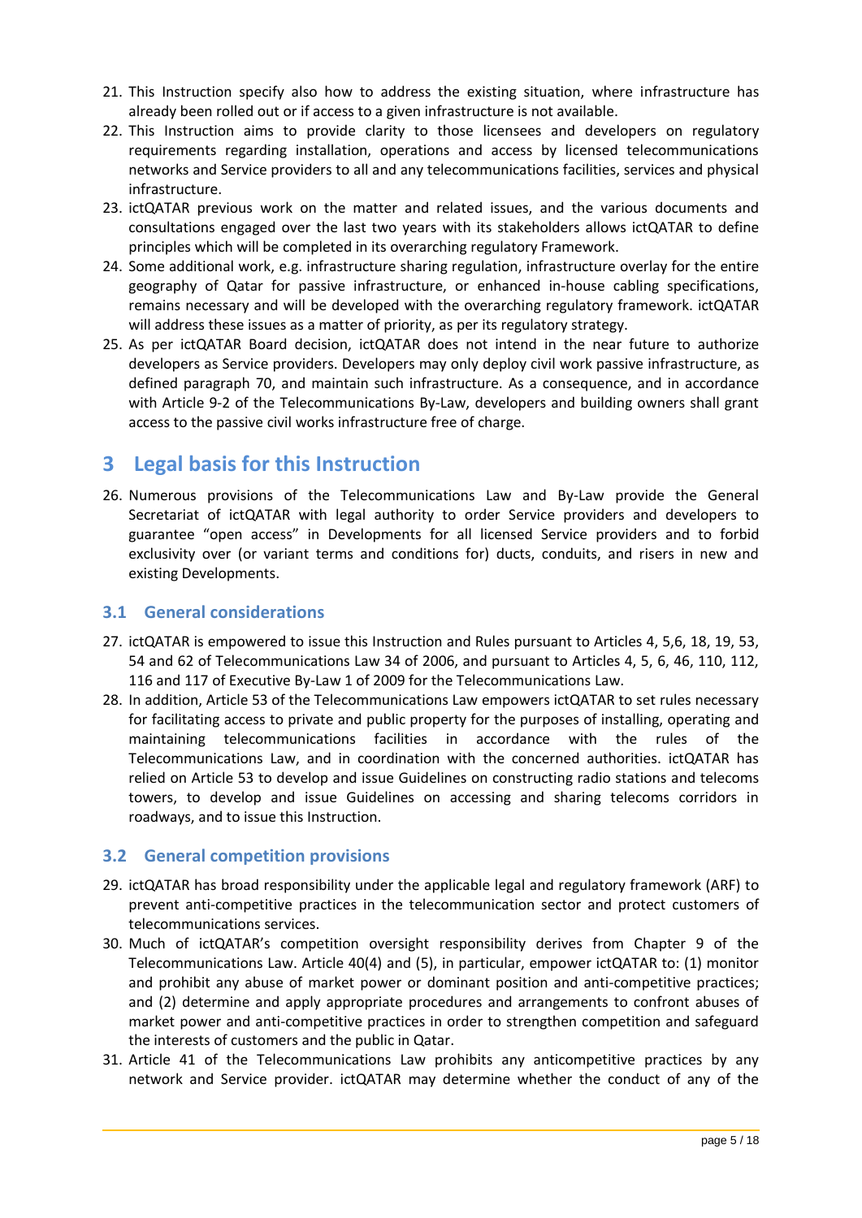21. This Instruction specify also how to address the existing situation, where infrastructure has already been rolled out or if access to a given infrastructure is not available.
22. This Instruction aims to provide clarity to those licensees and developers on regulatory requirements regarding installation, operations and access by licensed telecommunications networks and Service providers to all and any telecommunications facilities, services and physical infrastructure.
23. ictQATAR previous work on the matter and related issues, and the various documents and consultations engaged over the last two years with its stakeholders allows ictQATAR to define principles which will be completed in its overarching regulatory Framework.
24. Some additional work, e.g. infrastructure sharing regulation, infrastructure overlay for the entire geography of Qatar for passive infrastructure, or enhanced in-house cabling specifications, remains necessary and will be developed with the overarching regulatory framework. ictQATAR will address these issues as a matter of priority, as per its regulatory strategy.
25. As per ictQATAR Board decision, ictQATAR does not intend in the near future to authorize developers as Service providers. Developers may only deploy civil work passive infrastructure, as defined paragraph 70, and maintain such infrastructure. As a consequence, and in accordance with Article 9-2 of the Telecommunications By-Law, developers and building owners shall grant access to the passive civil works infrastructure free of charge.

# 3 Legal basis for this Instruction

26. Numerous provisions of the Telecommunications Law and By-Law provide the General Secretariat of ictQATAR with legal authority to order Service providers and developers to guarantee "open access" in Developments for all licensed Service providers and to forbid exclusivity over (or variant terms and conditions for) ducts, conduits, and risers in new and existing Developments.

## 3.1 General considerations

27. ictQATAR is empowered to issue this Instruction and Rules pursuant to Articles 4, 5,6, 18, 19, 53, 54 and 62 of Telecommunications Law 34 of 2006, and pursuant to Articles 4, 5, 6, 46, 110, 112, 116 and 117 of Executive By-Law 1 of 2009 for the Telecommunications Law.
28. In addition, Article 53 of the Telecommunications Law empowers ictQATAR to set rules necessary for facilitating access to private and public property for the purposes of installing, operating and maintaining telecommunications facilities in accordance with the rules of the Telecommunications Law, and in coordination with the concerned authorities. ictQATAR has relied on Article 53 to develop and issue Guidelines on constructing radio stations and telecoms towers, to develop and issue Guidelines on accessing and sharing telecoms corridors in roadways, and to issue this Instruction.

## 3.2 General competition provisions

29. ictQATAR has broad responsibility under the applicable legal and regulatory framework (ARF) to prevent anti-competitive practices in the telecommunication sector and protect customers of telecommunications services.
30. Much of ictQATAR's competition oversight responsibility derives from Chapter 9 of the Telecommunications Law. Article 40(4) and (5), in particular, empower ictQATAR to: (1) monitor and prohibit any abuse of market power or dominant position and anti-competitive practices; and (2) determine and apply appropriate procedures and arrangements to confront abuses of market power and anti-competitive practices in order to strengthen competition and safeguard the interests of customers and the public in Qatar.
31. Article 41 of the Telecommunications Law prohibits any anticompetitive practices by any network and Service provider. ictQATAR may determine whether the conduct of any of the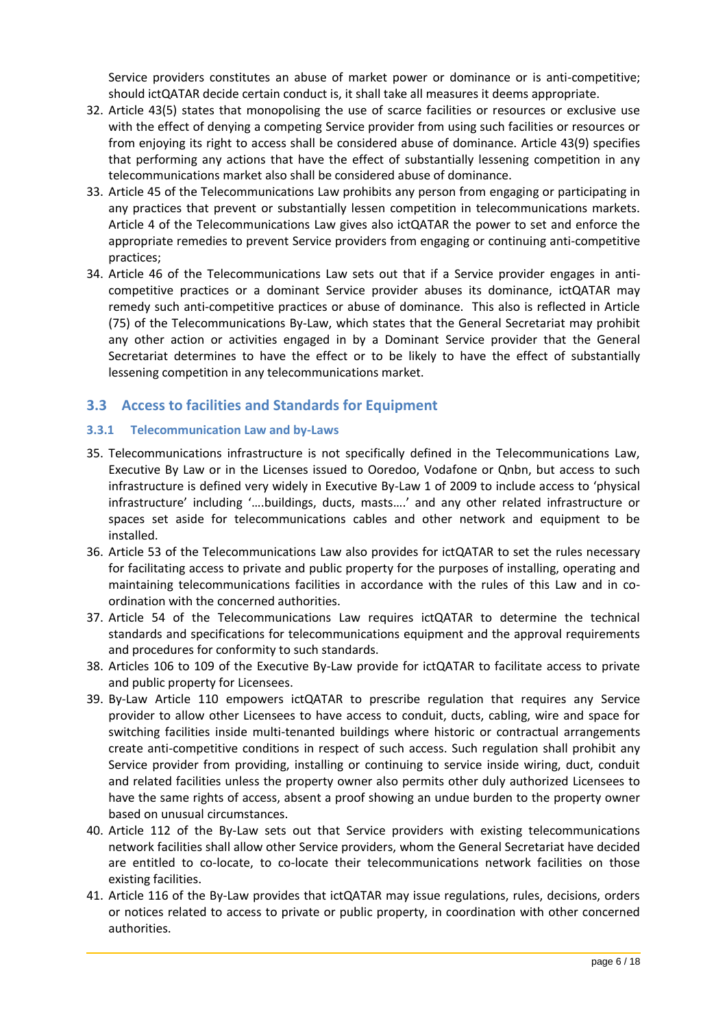Service providers constitutes an abuse of market power or dominance or is anti-competitive; should ictQATAR decide certain conduct is, it shall take all measures it deems appropriate.

32. Article 43(5) states that monopolising the use of scarce facilities or resources or exclusive use with the effect of denying a competing Service provider from using such facilities or resources or from enjoying its right to access shall be considered abuse of dominance. Article 43(9) specifies that performing any actions that have the effect of substantially lessening competition in any telecommunications market also shall be considered abuse of dominance.
33. Article 45 of the Telecommunications Law prohibits any person from engaging or participating in any practices that prevent or substantially lessen competition in telecommunications markets. Article 4 of the Telecommunications Law gives also ictQATAR the power to set and enforce the appropriate remedies to prevent Service providers from engaging or continuing anti-competitive practices;
34. Article 46 of the Telecommunications Law sets out that if a Service provider engages in anti-competitive practices or a dominant Service provider abuses its dominance, ictQATAR may remedy such anti-competitive practices or abuse of dominance. This also is reflected in Article (75) of the Telecommunications By-Law, which states that the General Secretariat may prohibit any other action or activities engaged in by a Dominant Service provider that the General Secretariat determines to have the effect or to be likely to have the effect of substantially lessening competition in any telecommunications market.

## 3.3 Access to facilities and Standards for Equipment

### 3.3.1 Telecommunication Law and by-Laws

35. Telecommunications infrastructure is not specifically defined in the Telecommunications Law, Executive By Law or in the Licenses issued to Ooredoo, Vodafone or Qnbn, but access to such infrastructure is defined very widely in Executive By-Law 1 of 2009 to include access to 'physical infrastructure' including '….buildings, ducts, masts….' and any other related infrastructure or spaces set aside for telecommunications cables and other network and equipment to be installed.
36. Article 53 of the Telecommunications Law also provides for ictQATAR to set the rules necessary for facilitating access to private and public property for the purposes of installing, operating and maintaining telecommunications facilities in accordance with the rules of this Law and in co-ordination with the concerned authorities.
37. Article 54 of the Telecommunications Law requires ictQATAR to determine the technical standards and specifications for telecommunications equipment and the approval requirements and procedures for conformity to such standards.
38. Articles 106 to 109 of the Executive By-Law provide for ictQATAR to facilitate access to private and public property for Licensees.
39. By-Law Article 110 empowers ictQATAR to prescribe regulation that requires any Service provider to allow other Licensees to have access to conduit, ducts, cabling, wire and space for switching facilities inside multi-tenanted buildings where historic or contractual arrangements create anti-competitive conditions in respect of such access. Such regulation shall prohibit any Service provider from providing, installing or continuing to service inside wiring, duct, conduit and related facilities unless the property owner also permits other duly authorized Licensees to have the same rights of access, absent a proof showing an undue burden to the property owner based on unusual circumstances.
40. Article 112 of the By-Law sets out that Service providers with existing telecommunications network facilities shall allow other Service providers, whom the General Secretariat have decided are entitled to co-locate, to co-locate their telecommunications network facilities on those existing facilities.
41. Article 116 of the By-Law provides that ictQATAR may issue regulations, rules, decisions, orders or notices related to access to private or public property, in coordination with other concerned authorities.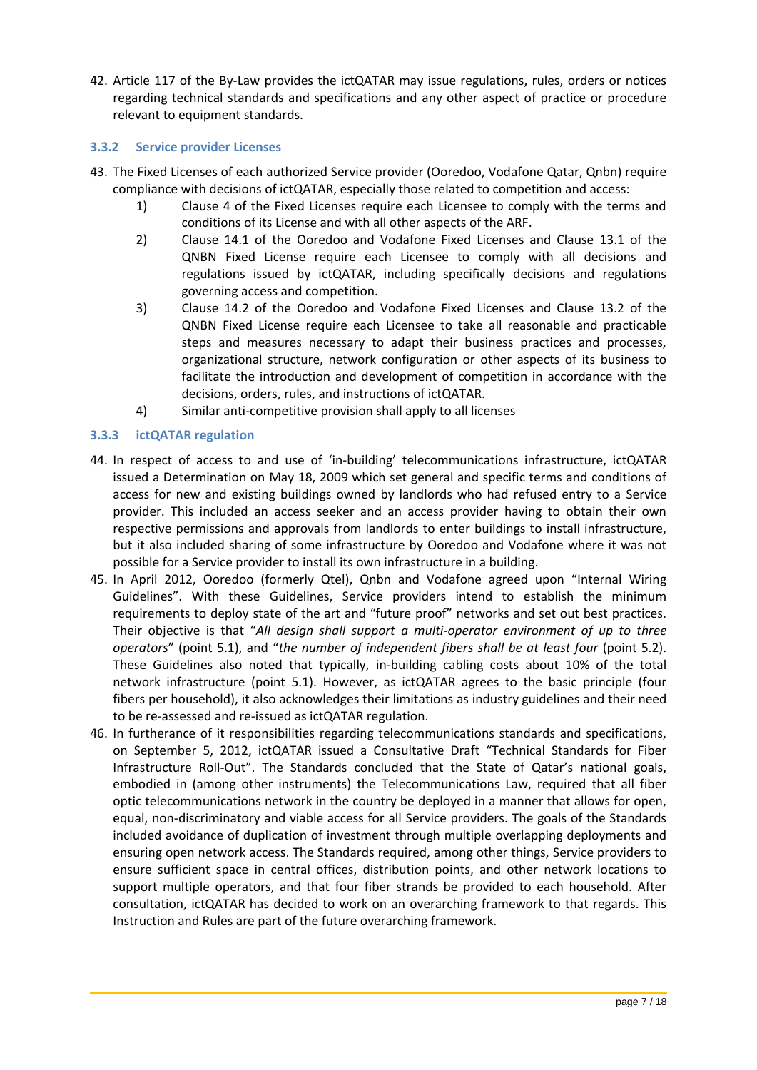42. Article 117 of the By-Law provides the ictQATAR may issue regulations, rules, orders or notices regarding technical standards and specifications and any other aspect of practice or procedure relevant to equipment standards.

### 3.3.2 Service provider Licenses

43. The Fixed Licenses of each authorized Service provider (Ooredoo, Vodafone Qatar, Qnbn) require compliance with decisions of ictQATAR, especially those related to competition and access:
    1) Clause 4 of the Fixed Licenses require each Licensee to comply with the terms and conditions of its License and with all other aspects of the ARF.
    2) Clause 14.1 of the Ooredoo and Vodafone Fixed Licenses and Clause 13.1 of the QNBN Fixed License require each Licensee to comply with all decisions and regulations issued by ictQATAR, including specifically decisions and regulations governing access and competition.
    3) Clause 14.2 of the Ooredoo and Vodafone Fixed Licenses and Clause 13.2 of the QNBN Fixed License require each Licensee to take all reasonable and practicable steps and measures necessary to adapt their business practices and processes, organizational structure, network configuration or other aspects of its business to facilitate the introduction and development of competition in accordance with the decisions, orders, rules, and instructions of ictQATAR.
    4) Similar anti-competitive provision shall apply to all licenses

### 3.3.3 ictQATAR regulation

44. In respect of access to and use of 'in-building' telecommunications infrastructure, ictQATAR issued a Determination on May 18, 2009 which set general and specific terms and conditions of access for new and existing buildings owned by landlords who had refused entry to a Service provider. This included an access seeker and an access provider having to obtain their own respective permissions and approvals from landlords to enter buildings to install infrastructure, but it also included sharing of some infrastructure by Ooredoo and Vodafone where it was not possible for a Service provider to install its own infrastructure in a building.
45. In April 2012, Ooredoo (formerly Qtel), Qnbn and Vodafone agreed upon "Internal Wiring Guidelines". With these Guidelines, Service providers intend to establish the minimum requirements to deploy state of the art and "future proof" networks and set out best practices. Their objective is that "*All design shall support a multi-operator environment of up to three operators*" (point 5.1), and "*the number of independent fibers shall be at least four* (point 5.2). These Guidelines also noted that typically, in-building cabling costs about 10% of the total network infrastructure (point 5.1). However, as ictQATAR agrees to the basic principle (four fibers per household), it also acknowledges their limitations as industry guidelines and their need to be re-assessed and re-issued as ictQATAR regulation.
46. In furtherance of it responsibilities regarding telecommunications standards and specifications, on September 5, 2012, ictQATAR issued a Consultative Draft "Technical Standards for Fiber Infrastructure Roll-Out". The Standards concluded that the State of Qatar's national goals, embodied in (among other instruments) the Telecommunications Law, required that all fiber optic telecommunications network in the country be deployed in a manner that allows for open, equal, non-discriminatory and viable access for all Service providers. The goals of the Standards included avoidance of duplication of investment through multiple overlapping deployments and ensuring open network access. The Standards required, among other things, Service providers to ensure sufficient space in central offices, distribution points, and other network locations to support multiple operators, and that four fiber strands be provided to each household. After consultation, ictQATAR has decided to work on an overarching framework to that regards. This Instruction and Rules are part of the future overarching framework.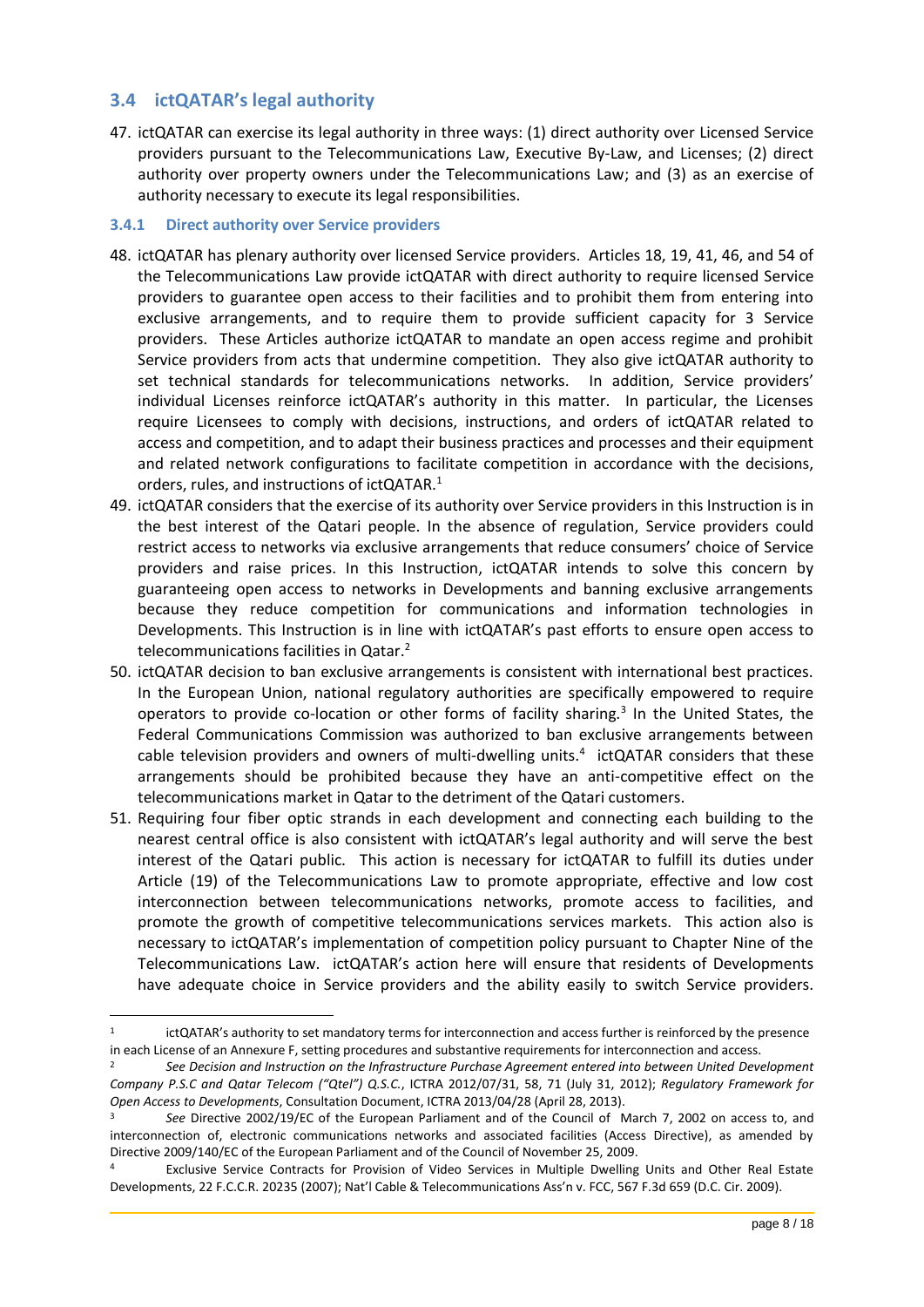## 3.4 ictQATAR's legal authority

47. ictQATAR can exercise its legal authority in three ways: (1) direct authority over Licensed Service providers pursuant to the Telecommunications Law, Executive By-Law, and Licenses; (2) direct authority over property owners under the Telecommunications Law; and (3) as an exercise of authority necessary to execute its legal responsibilities.

### 3.4.1 Direct authority over Service providers

48. ictQATAR has plenary authority over licensed Service providers. Articles 18, 19, 41, 46, and 54 of the Telecommunications Law provide ictQATAR with direct authority to require licensed Service providers to guarantee open access to their facilities and to prohibit them from entering into exclusive arrangements, and to require them to provide sufficient capacity for 3 Service providers. These Articles authorize ictQATAR to mandate an open access regime and prohibit Service providers from acts that undermine competition. They also give ictQATAR authority to set technical standards for telecommunications networks. In addition, Service providers' individual Licenses reinforce ictQATAR's authority in this matter. In particular, the Licenses require Licensees to comply with decisions, instructions, and orders of ictQATAR related to access and competition, and to adapt their business practices and processes and their equipment and related network configurations to facilitate competition in accordance with the decisions, orders, rules, and instructions of ictQATAR.[1]
49. ictQATAR considers that the exercise of its authority over Service providers in this Instruction is in the best interest of the Qatari people. In the absence of regulation, Service providers could restrict access to networks via exclusive arrangements that reduce consumers' choice of Service providers and raise prices. In this Instruction, ictQATAR intends to solve this concern by guaranteeing open access to networks in Developments and banning exclusive arrangements because they reduce competition for communications and information technologies in Developments. This Instruction is in line with ictQATAR's past efforts to ensure open access to telecommunications facilities in Qatar.[2]
50. ictQATAR decision to ban exclusive arrangements is consistent with international best practices. In the European Union, national regulatory authorities are specifically empowered to require operators to provide co-location or other forms of facility sharing.[3] In the United States, the Federal Communications Commission was authorized to ban exclusive arrangements between cable television providers and owners of multi-dwelling units.[4] ictQATAR considers that these arrangements should be prohibited because they have an anti-competitive effect on the telecommunications market in Qatar to the detriment of the Qatari customers.
51. Requiring four fiber optic strands in each development and connecting each building to the nearest central office is also consistent with ictQATAR's legal authority and will serve the best interest of the Qatari public. This action is necessary for ictQATAR to fulfill its duties under Article (19) of the Telecommunications Law to promote appropriate, effective and low cost interconnection between telecommunications networks, promote access to facilities, and promote the growth of competitive telecommunications services markets. This action also is necessary to ictQATAR's implementation of competition policy pursuant to Chapter Nine of the Telecommunications Law. ictQATAR's action here will ensure that residents of Developments have adequate choice in Service providers and the ability easily to switch Service providers.

---

[1] ictQATAR's authority to set mandatory terms for interconnection and access further is reinforced by the presence in each License of an Annexure F, setting procedures and substantive requirements for interconnection and access.

[2] *See Decision and Instruction on the Infrastructure Purchase Agreement entered into between United Development Company P.S.C and Qatar Telecom ("Qtel") Q.S.C.*, ICTRA 2012/07/31, 58, 71 (July 31, 2012); *Regulatory Framework for Open Access to Developments*, Consultation Document, ICTRA 2013/04/28 (April 28, 2013).

[3] *See* Directive 2002/19/EC of the European Parliament and of the Council of March 7, 2002 on access to, and interconnection of, electronic communications networks and associated facilities (Access Directive), as amended by Directive 2009/140/EC of the European Parliament and of the Council of November 25, 2009.

[4] Exclusive Service Contracts for Provision of Video Services in Multiple Dwelling Units and Other Real Estate Developments, 22 F.C.C.R. 20235 (2007); Nat'l Cable & Telecommunications Ass'n v. FCC, 567 F.3d 659 (D.C. Cir. 2009).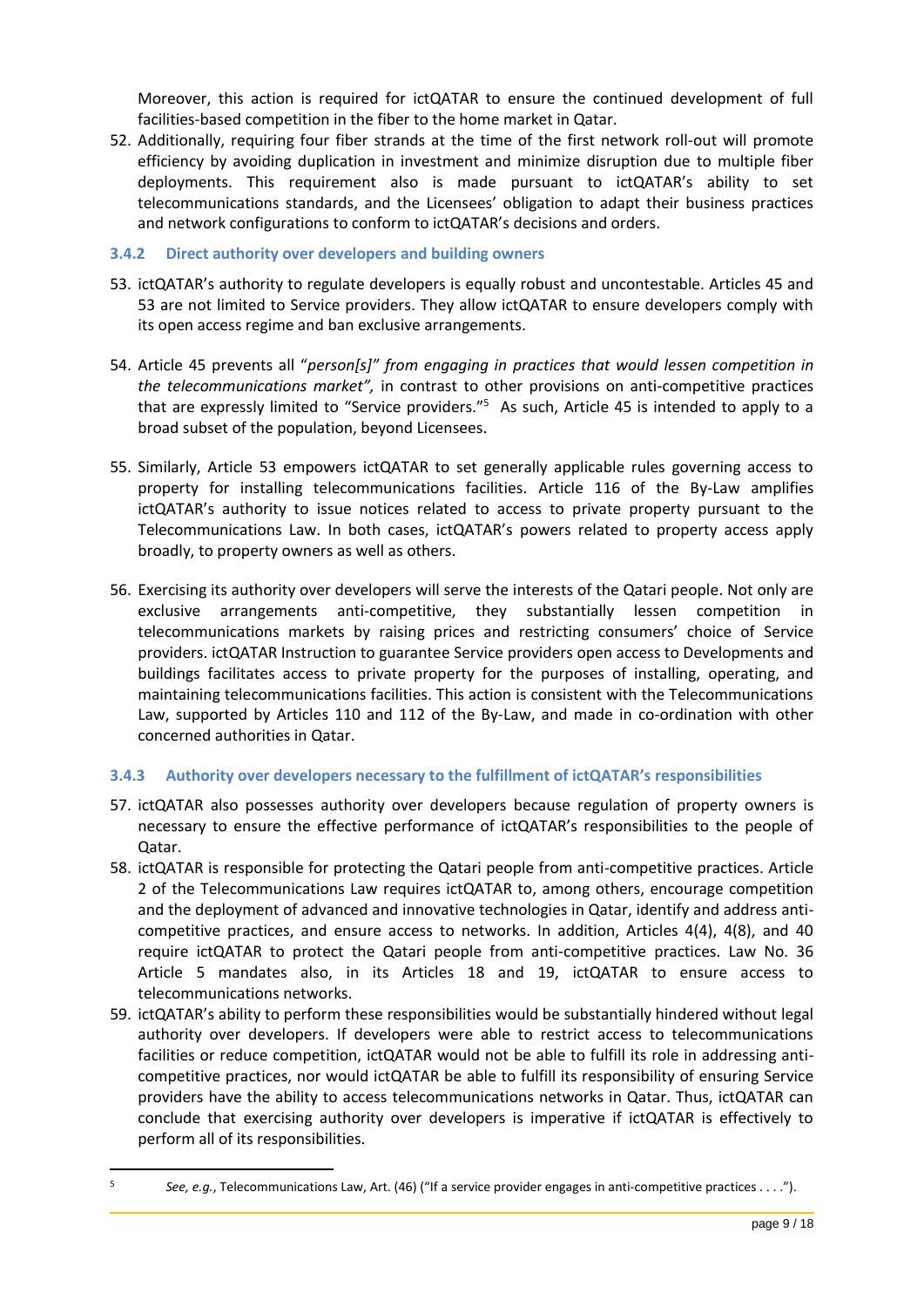Moreover, this action is required for ictQATAR to ensure the continued development of full facilities-based competition in the fiber to the home market in Qatar.

52. Additionally, requiring four fiber strands at the time of the first network roll-out will promote efficiency by avoiding duplication in investment and minimize disruption due to multiple fiber deployments. This requirement also is made pursuant to ictQATAR's ability to set telecommunications standards, and the Licensees' obligation to adapt their business practices and network configurations to conform to ictQATAR's decisions and orders.

### 3.4.2 Direct authority over developers and building owners

53. ictQATAR's authority to regulate developers is equally robust and uncontestable. Articles 45 and 53 are not limited to Service providers. They allow ictQATAR to ensure developers comply with its open access regime and ban exclusive arrangements.

54. Article 45 prevents all "*person[s]" from engaging in practices that would lessen competition in the telecommunications market",* in contrast to other provisions on anti-competitive practices that are expressly limited to "Service providers."[5] As such, Article 45 is intended to apply to a broad subset of the population, beyond Licensees.

55. Similarly, Article 53 empowers ictQATAR to set generally applicable rules governing access to property for installing telecommunications facilities. Article 116 of the By-Law amplifies ictQATAR's authority to issue notices related to access to private property pursuant to the Telecommunications Law. In both cases, ictQATAR's powers related to property access apply broadly, to property owners as well as others.

56. Exercising its authority over developers will serve the interests of the Qatari people. Not only are exclusive arrangements anti-competitive, they substantially lessen competition in telecommunications markets by raising prices and restricting consumers' choice of Service providers. ictQATAR Instruction to guarantee Service providers open access to Developments and buildings facilitates access to private property for the purposes of installing, operating, and maintaining telecommunications facilities. This action is consistent with the Telecommunications Law, supported by Articles 110 and 112 of the By-Law, and made in co-ordination with other concerned authorities in Qatar.

### 3.4.3 Authority over developers necessary to the fulfillment of ictQATAR's responsibilities

57. ictQATAR also possesses authority over developers because regulation of property owners is necessary to ensure the effective performance of ictQATAR's responsibilities to the people of Qatar.
58. ictQATAR is responsible for protecting the Qatari people from anti-competitive practices. Article 2 of the Telecommunications Law requires ictQATAR to, among others, encourage competition and the deployment of advanced and innovative technologies in Qatar, identify and address anti-competitive practices, and ensure access to networks. In addition, Articles 4(4), 4(8), and 40 require ictQATAR to protect the Qatari people from anti-competitive practices. Law No. 36 Article 5 mandates also, in its Articles 18 and 19, ictQATAR to ensure access to telecommunications networks.
59. ictQATAR's ability to perform these responsibilities would be substantially hindered without legal authority over developers. If developers were able to restrict access to telecommunications facilities or reduce competition, ictQATAR would not be able to fulfill its role in addressing anti-competitive practices, nor would ictQATAR be able to fulfill its responsibility of ensuring Service providers have the ability to access telecommunications networks in Qatar. Thus, ictQATAR can conclude that exercising authority over developers is imperative if ictQATAR is effectively to perform all of its responsibilities.

---

[5] *See, e.g.*, Telecommunications Law, Art. (46) ("If a service provider engages in anti-competitive practices . . . .").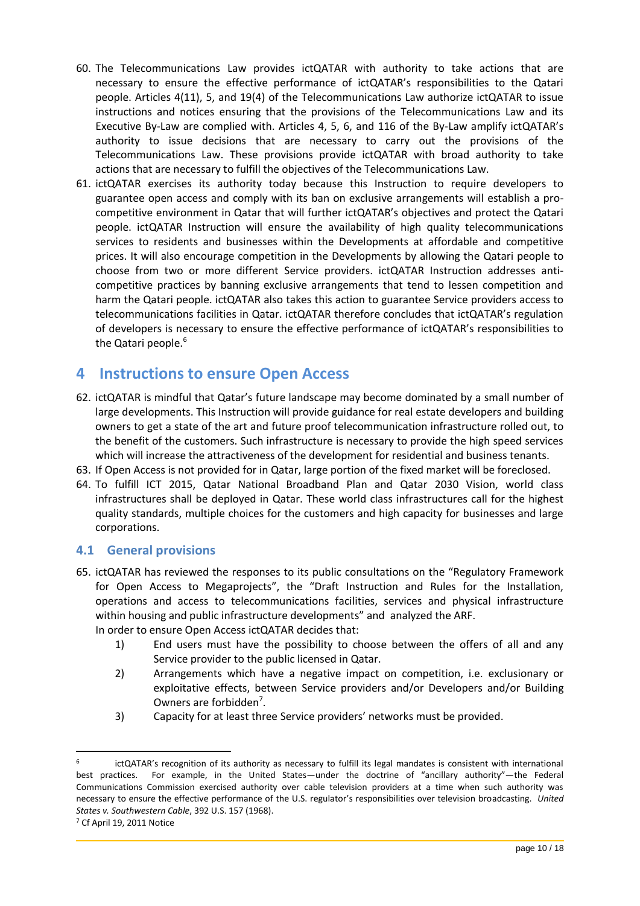60. The Telecommunications Law provides ictQATAR with authority to take actions that are necessary to ensure the effective performance of ictQATAR's responsibilities to the Qatari people. Articles 4(11), 5, and 19(4) of the Telecommunications Law authorize ictQATAR to issue instructions and notices ensuring that the provisions of the Telecommunications Law and its Executive By-Law are complied with. Articles 4, 5, 6, and 116 of the By-Law amplify ictQATAR's authority to issue decisions that are necessary to carry out the provisions of the Telecommunications Law. These provisions provide ictQATAR with broad authority to take actions that are necessary to fulfill the objectives of the Telecommunications Law.
61. ictQATAR exercises its authority today because this Instruction to require developers to guarantee open access and comply with its ban on exclusive arrangements will establish a pro-competitive environment in Qatar that will further ictQATAR's objectives and protect the Qatari people. ictQATAR Instruction will ensure the availability of high quality telecommunications services to residents and businesses within the Developments at affordable and competitive prices. It will also encourage competition in the Developments by allowing the Qatari people to choose from two or more different Service providers. ictQATAR Instruction addresses anti-competitive practices by banning exclusive arrangements that tend to lessen competition and harm the Qatari people. ictQATAR also takes this action to guarantee Service providers access to telecommunications facilities in Qatar. ictQATAR therefore concludes that ictQATAR's regulation of developers is necessary to ensure the effective performance of ictQATAR's responsibilities to the Qatari people.[6]

# 4 Instructions to ensure Open Access

62. ictQATAR is mindful that Qatar's future landscape may become dominated by a small number of large developments. This Instruction will provide guidance for real estate developers and building owners to get a state of the art and future proof telecommunication infrastructure rolled out, to the benefit of the customers. Such infrastructure is necessary to provide the high speed services which will increase the attractiveness of the development for residential and business tenants.
63. If Open Access is not provided for in Qatar, large portion of the fixed market will be foreclosed.
64. To fulfill ICT 2015, Qatar National Broadband Plan and Qatar 2030 Vision, world class infrastructures shall be deployed in Qatar. These world class infrastructures call for the highest quality standards, multiple choices for the customers and high capacity for businesses and large corporations.

## 4.1 General provisions

65. ictQATAR has reviewed the responses to its public consultations on the "Regulatory Framework for Open Access to Megaprojects", the "Draft Instruction and Rules for the Installation, operations and access to telecommunications facilities, services and physical infrastructure within housing and public infrastructure developments" and analyzed the ARF.
    In order to ensure Open Access ictQATAR decides that:
    1) End users must have the possibility to choose between the offers of all and any Service provider to the public licensed in Qatar.
    2) Arrangements which have a negative impact on competition, i.e. exclusionary or exploitative effects, between Service providers and/or Developers and/or Building Owners are forbidden[7].
    3) Capacity for at least three Service providers' networks must be provided.

---

[6] ictQATAR's recognition of its authority as necessary to fulfill its legal mandates is consistent with international best practices. For example, in the United States—under the doctrine of "ancillary authority"—the Federal Communications Commission exercised authority over cable television providers at a time when such authority was necessary to ensure the effective performance of the U.S. regulator's responsibilities over television broadcasting. *United States v. Southwestern Cable*, 392 U.S. 157 (1968).

[7] Cf April 19, 2011 Notice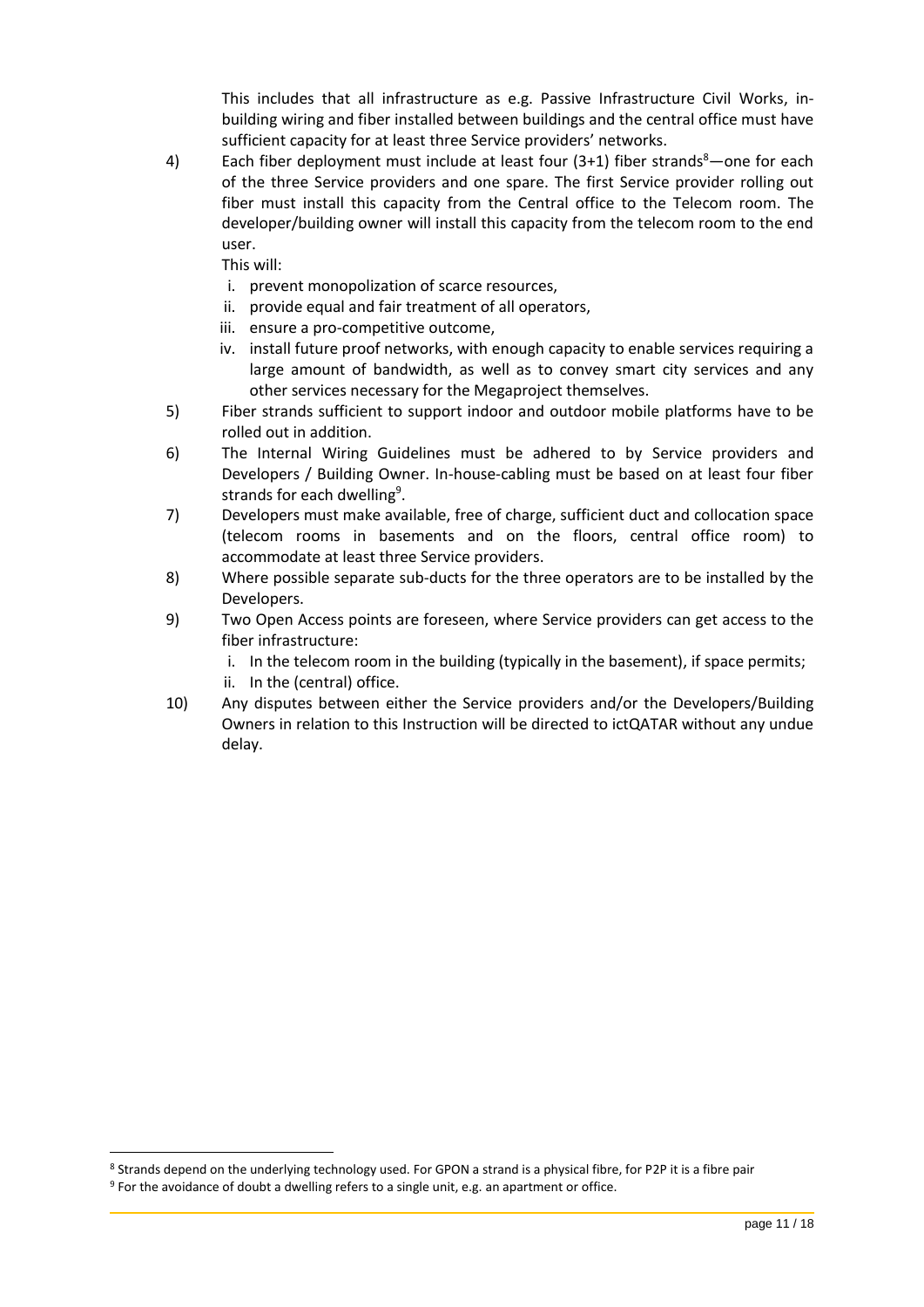This includes that all infrastructure as e.g. Passive Infrastructure Civil Works, in-building wiring and fiber installed between buildings and the central office must have sufficient capacity for at least three Service providers' networks.

4) Each fiber deployment must include at least four (3+1) fiber strands[8]—one for each of the three Service providers and one spare. The first Service provider rolling out fiber must install this capacity from the Central office to the Telecom room. The developer/building owner will install this capacity from the telecom room to the end user.

   This will:

   i. prevent monopolization of scarce resources,
   ii. provide equal and fair treatment of all operators,
   iii. ensure a pro-competitive outcome,
   iv. install future proof networks, with enough capacity to enable services requiring a large amount of bandwidth, as well as to convey smart city services and any other services necessary for the Megaproject themselves.

5) Fiber strands sufficient to support indoor and outdoor mobile platforms have to be rolled out in addition.

6) The Internal Wiring Guidelines must be adhered to by Service providers and Developers / Building Owner. In-house-cabling must be based on at least four fiber strands for each dwelling[9].

7) Developers must make available, free of charge, sufficient duct and collocation space (telecom rooms in basements and on the floors, central office room) to accommodate at least three Service providers.

8) Where possible separate sub-ducts for the three operators are to be installed by the Developers.

9) Two Open Access points are foreseen, where Service providers can get access to the fiber infrastructure:

   i. In the telecom room in the building (typically in the basement), if space permits;
   ii. In the (central) office.

10) Any disputes between either the Service providers and/or the Developers/Building Owners in relation to this Instruction will be directed to ictQATAR without any undue delay.

---

[8] Strands depend on the underlying technology used. For GPON a strand is a physical fibre, for P2P it is a fibre pair

[9] For the avoidance of doubt a dwelling refers to a single unit, e.g. an apartment or office.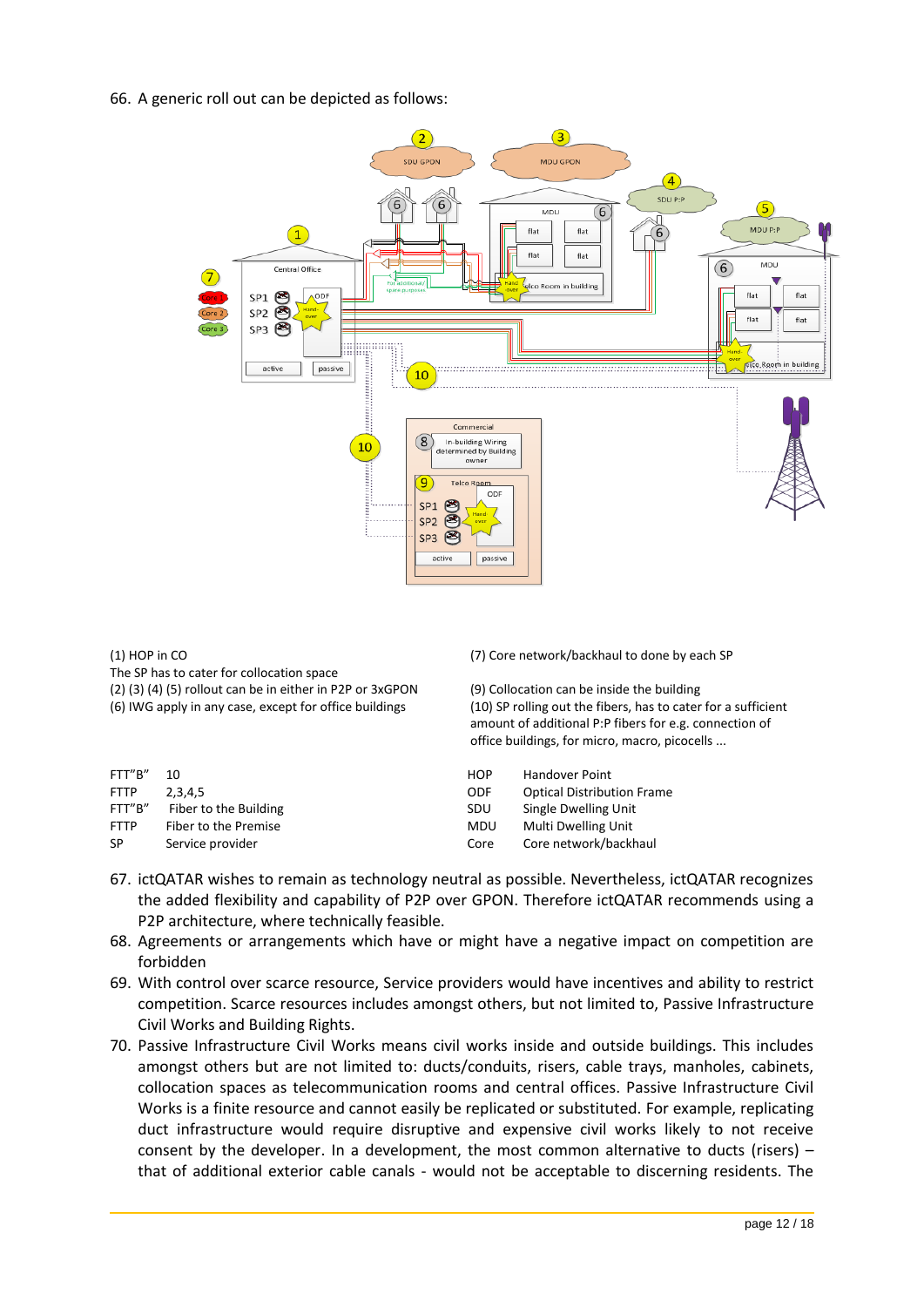66. A generic roll out can be depicted as follows:

(1) HOP in CO
The SP has to cater for collocation space
(2) (3) (4) (5) rollout can be in either in P2P or 3xGPON
(6) IWG apply in any case, except for office buildings

(7) Core network/backhaul to done by each SP

(9) Collocation can be inside the building
(10) SP rolling out the fibers, has to cater for a sufficient amount of additional P:P fibers for e.g. connection of office buildings, for micro, macro, picocells ...

| | |
|---|---|
| FTT"B" | 10 |
| FTTP | 2,3,4,5 |
| FTT"B" | Fiber to the Building |
| FTTP | Fiber to the Premise |
| SP | Service provider |

| | |
|---|---|
| HOP | Handover Point |
| ODF | Optical Distribution Frame |
| SDU | Single Dwelling Unit |
| MDU | Multi Dwelling Unit |
| Core | Core network/backhaul |

67. ictQATAR wishes to remain as technology neutral as possible. Nevertheless, ictQATAR recognizes the added flexibility and capability of P2P over GPON. Therefore ictQATAR recommends using a P2P architecture, where technically feasible.
68. Agreements or arrangements which have or might have a negative impact on competition are forbidden
69. With control over scarce resource, Service providers would have incentives and ability to restrict competition. Scarce resources includes amongst others, but not limited to, Passive Infrastructure Civil Works and Building Rights.
70. Passive Infrastructure Civil Works means civil works inside and outside buildings. This includes amongst others but are not limited to: ducts/conduits, risers, cable trays, manholes, cabinets, collocation spaces as telecommunication rooms and central offices. Passive Infrastructure Civil Works is a finite resource and cannot easily be replicated or substituted. For example, replicating duct infrastructure would require disruptive and expensive civil works likely to not receive consent by the developer. In a development, the most common alternative to ducts (risers) – that of additional exterior cable canals - would not be acceptable to discerning residents. The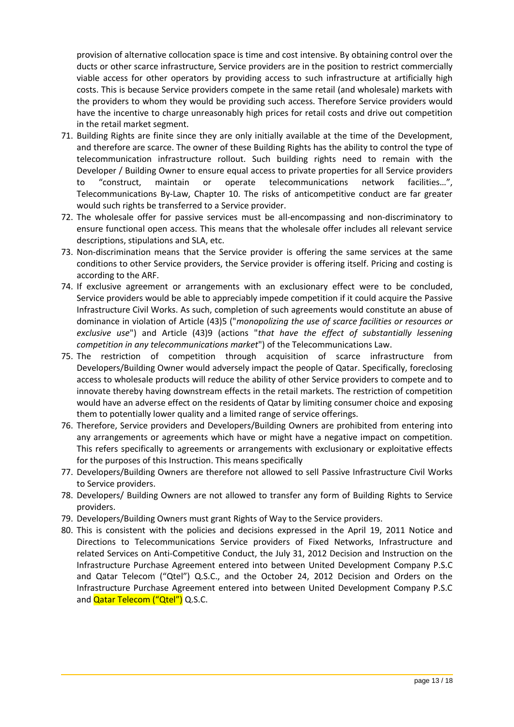provision of alternative collocation space is time and cost intensive. By obtaining control over the ducts or other scarce infrastructure, Service providers are in the position to restrict commercially viable access for other operators by providing access to such infrastructure at artificially high costs. This is because Service providers compete in the same retail (and wholesale) markets with the providers to whom they would be providing such access. Therefore Service providers would have the incentive to charge unreasonably high prices for retail costs and drive out competition in the retail market segment.

71. Building Rights are finite since they are only initially available at the time of the Development, and therefore are scarce. The owner of these Building Rights has the ability to control the type of telecommunication infrastructure rollout. Such building rights need to remain with the Developer / Building Owner to ensure equal access to private properties for all Service providers to "construct, maintain or operate telecommunications network facilities…", Telecommunications By-Law, Chapter 10. The risks of anticompetitive conduct are far greater would such rights be transferred to a Service provider.
72. The wholesale offer for passive services must be all-encompassing and non-discriminatory to ensure functional open access. This means that the wholesale offer includes all relevant service descriptions, stipulations and SLA, etc.
73. Non-discrimination means that the Service provider is offering the same services at the same conditions to other Service providers, the Service provider is offering itself. Pricing and costing is according to the ARF.
74. If exclusive agreement or arrangements with an exclusionary effect were to be concluded, Service providers would be able to appreciably impede competition if it could acquire the Passive Infrastructure Civil Works. As such, completion of such agreements would constitute an abuse of dominance in violation of Article (43)5 ("*monopolizing the use of scarce facilities or resources or exclusive use*") and Article (43)9 (actions "*that have the effect of substantially lessening competition in any telecommunications market*") of the Telecommunications Law.
75. The restriction of competition through acquisition of scarce infrastructure from Developers/Building Owner would adversely impact the people of Qatar. Specifically, foreclosing access to wholesale products will reduce the ability of other Service providers to compete and to innovate thereby having downstream effects in the retail markets. The restriction of competition would have an adverse effect on the residents of Qatar by limiting consumer choice and exposing them to potentially lower quality and a limited range of service offerings.
76. Therefore, Service providers and Developers/Building Owners are prohibited from entering into any arrangements or agreements which have or might have a negative impact on competition. This refers specifically to agreements or arrangements with exclusionary or exploitative effects for the purposes of this Instruction. This means specifically
77. Developers/Building Owners are therefore not allowed to sell Passive Infrastructure Civil Works to Service providers.
78. Developers/ Building Owners are not allowed to transfer any form of Building Rights to Service providers.
79. Developers/Building Owners must grant Rights of Way to the Service providers.
80. This is consistent with the policies and decisions expressed in the April 19, 2011 Notice and Directions to Telecommunications Service providers of Fixed Networks, Infrastructure and related Services on Anti-Competitive Conduct, the July 31, 2012 Decision and Instruction on the Infrastructure Purchase Agreement entered into between United Development Company P.S.C and Qatar Telecom ("Qtel") Q.S.C., and the October 24, 2012 Decision and Orders on the Infrastructure Purchase Agreement entered into between United Development Company P.S.C and Qatar Telecom ("Qtel") Q.S.C.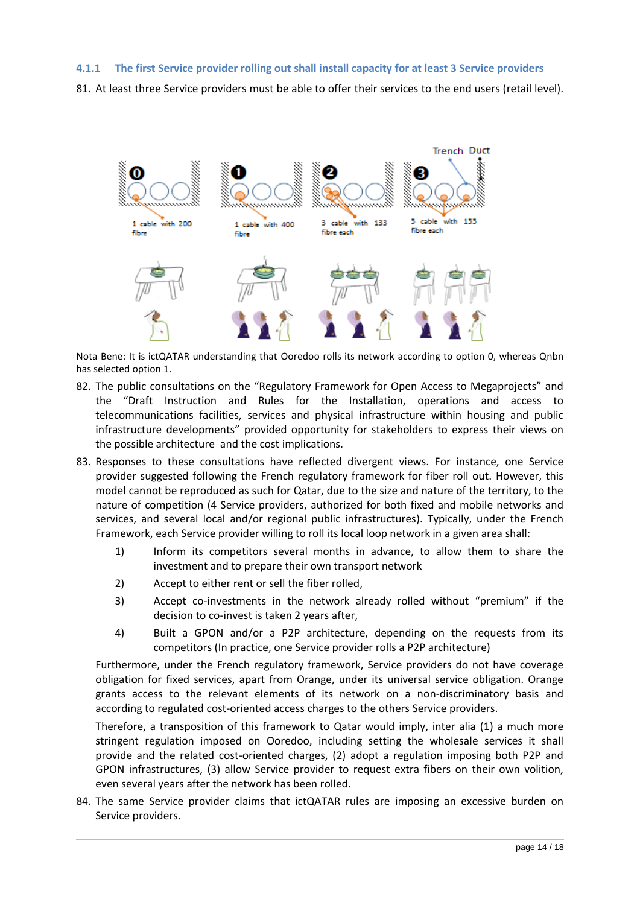### 4.1.1 The first Service provider rolling out shall install capacity for at least 3 Service providers

81. At least three Service providers must be able to offer their services to the end users (retail level).

Nota Bene: It is ictQATAR understanding that Ooredoo rolls its network according to option 0, whereas Qnbn has selected option 1.

82. The public consultations on the “Regulatory Framework for Open Access to Megaprojects” and the “Draft Instruction and Rules for the Installation, operations and access to telecommunications facilities, services and physical infrastructure within housing and public infrastructure developments” provided opportunity for stakeholders to express their views on the possible architecture and the cost implications.

83. Responses to these consultations have reflected divergent views. For instance, one Service provider suggested following the French regulatory framework for fiber roll out. However, this model cannot be reproduced as such for Qatar, due to the size and nature of the territory, to the nature of competition (4 Service providers, authorized for both fixed and mobile networks and services, and several local and/or regional public infrastructures). Typically, under the French Framework, each Service provider willing to roll its local loop network in a given area shall:

    1) Inform its competitors several months in advance, to allow them to share the investment and to prepare their own transport network
    2) Accept to either rent or sell the fiber rolled,
    3) Accept co-investments in the network already rolled without “premium” if the decision to co-invest is taken 2 years after,
    4) Built a GPON and/or a P2P architecture, depending on the requests from its competitors (In practice, one Service provider rolls a P2P architecture)

    Furthermore, under the French regulatory framework, Service providers do not have coverage obligation for fixed services, apart from Orange, under its universal service obligation. Orange grants access to the relevant elements of its network on a non-discriminatory basis and according to regulated cost-oriented access charges to the others Service providers.

    Therefore, a transposition of this framework to Qatar would imply, inter alia (1) a much more stringent regulation imposed on Ooredoo, including setting the wholesale services it shall provide and the related cost-oriented charges, (2) adopt a regulation imposing both P2P and GPON infrastructures, (3) allow Service provider to request extra fibers on their own volition, even several years after the network has been rolled.

84. The same Service provider claims that ictQATAR rules are imposing an excessive burden on Service providers.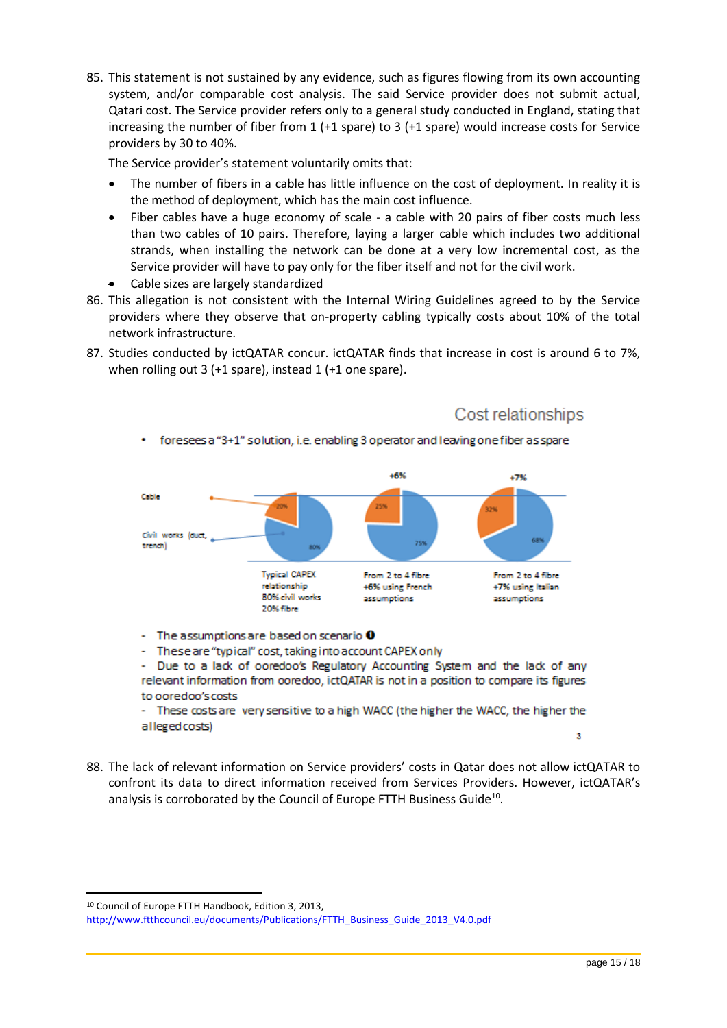85. This statement is not sustained by any evidence, such as figures flowing from its own accounting system, and/or comparable cost analysis. The said Service provider does not submit actual, Qatari cost. The Service provider refers only to a general study conducted in England, stating that increasing the number of fiber from 1 (+1 spare) to 3 (+1 spare) would increase costs for Service providers by 30 to 40%.

    The Service provider's statement voluntarily omits that:

    - The number of fibers in a cable has little influence on the cost of deployment. In reality it is the method of deployment, which has the main cost influence.
    - Fiber cables have a huge economy of scale - a cable with 20 pairs of fiber costs much less than two cables of 10 pairs. Therefore, laying a larger cable which includes two additional strands, when installing the network can be done at a very low incremental cost, as the Service provider will have to pay only for the fiber itself and not for the civil work.
    - Cable sizes are largely standardized

86. This allegation is not consistent with the Internal Wiring Guidelines agreed to by the Service providers where they observe that on-property cabling typically costs about 10% of the total network infrastructure.

87. Studies conducted by ictQATAR concur. ictQATAR finds that increase in cost is around 6 to 7%, when rolling out 3 (+1 spare), instead 1 (+1 one spare).

Cost relationships

- foresees a "3+1" solution, i.e. enabling 3 operator and leaving one fiber as spare

Cable

Civil works (duct, trench)

| | +6% | +7% |
|---|---|---|
| 20% / 80% | 25% / 75% | 32% / 68% |
| Typical CAPEX relationship 80% civil works 20% fibre | From 2 to 4 fibre +6% using French assumptions | From 2 to 4 fibre +7% using Italian assumptions |

- The assumptions are based on scenario ❶
- These are "typical" cost, taking into account CAPEX only
- Due to a lack of ooredoo's Regulatory Accounting System and the lack of any relevant information from ooredoo, ictQATAR is not in a position to compare its figures to ooredoo's costs
- These costs are very sensitive to a high WACC (the higher the WACC, the higher the alleged costs)

3

88. The lack of relevant information on Service providers' costs in Qatar does not allow ictQATAR to confront its data to direct information received from Services Providers. However, ictQATAR's analysis is corroborated by the Council of Europe FTTH Business Guide[10].

[10] Council of Europe FTTH Handbook, Edition 3, 2013, http://www.ftthcouncil.eu/documents/Publications/FTTH_Business_Guide_2013_V4.0.pdf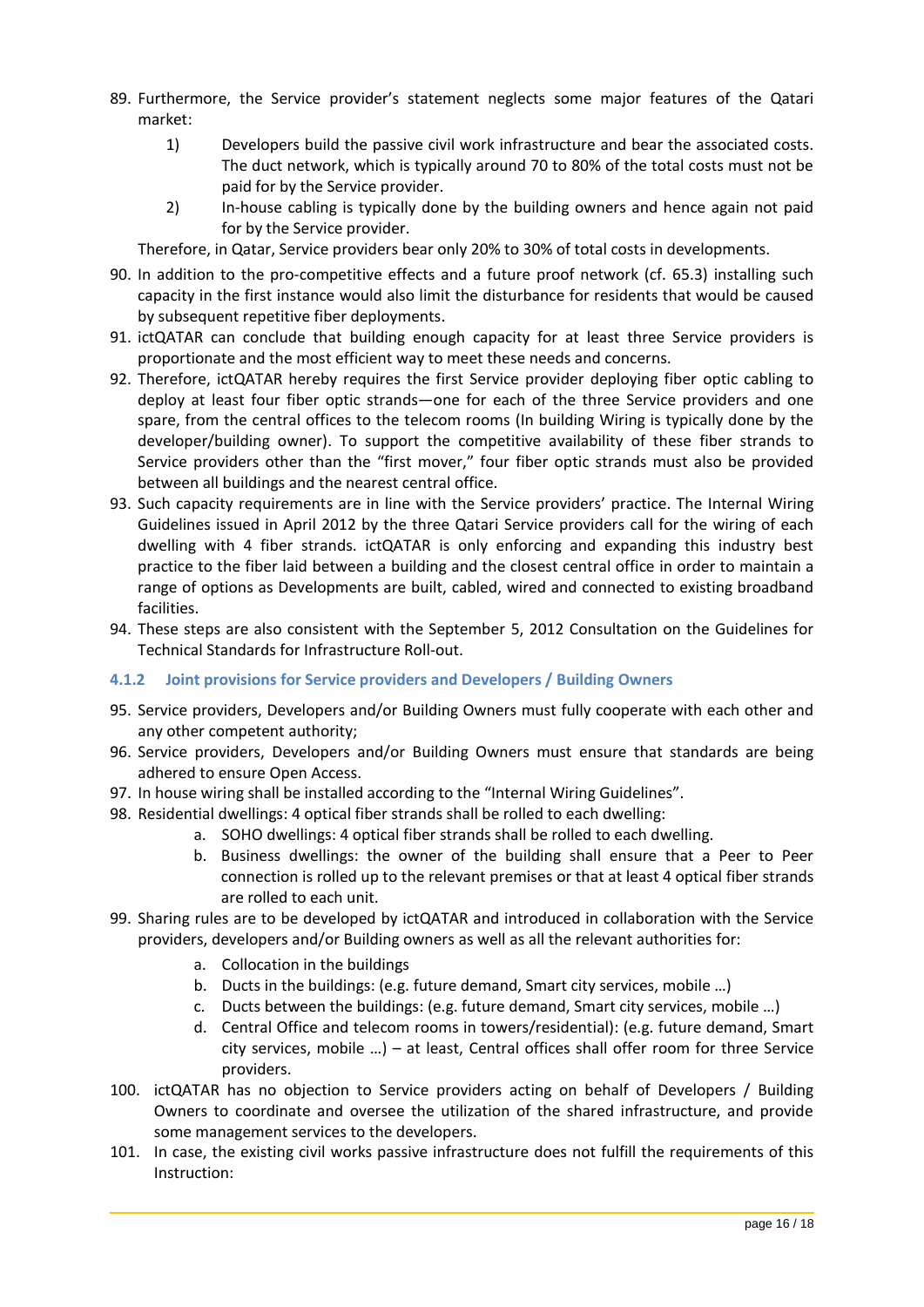89. Furthermore, the Service provider's statement neglects some major features of the Qatari market:
    1) Developers build the passive civil work infrastructure and bear the associated costs. The duct network, which is typically around 70 to 80% of the total costs must not be paid for by the Service provider.
    2) In-house cabling is typically done by the building owners and hence again not paid for by the Service provider.

    Therefore, in Qatar, Service providers bear only 20% to 30% of total costs in developments.
90. In addition to the pro-competitive effects and a future proof network (cf. 65.3) installing such capacity in the first instance would also limit the disturbance for residents that would be caused by subsequent repetitive fiber deployments.
91. ictQATAR can conclude that building enough capacity for at least three Service providers is proportionate and the most efficient way to meet these needs and concerns.
92. Therefore, ictQATAR hereby requires the first Service provider deploying fiber optic cabling to deploy at least four fiber optic strands—one for each of the three Service providers and one spare, from the central offices to the telecom rooms (In building Wiring is typically done by the developer/building owner). To support the competitive availability of these fiber strands to Service providers other than the "first mover," four fiber optic strands must also be provided between all buildings and the nearest central office.
93. Such capacity requirements are in line with the Service providers' practice. The Internal Wiring Guidelines issued in April 2012 by the three Qatari Service providers call for the wiring of each dwelling with 4 fiber strands. ictQATAR is only enforcing and expanding this industry best practice to the fiber laid between a building and the closest central office in order to maintain a range of options as Developments are built, cabled, wired and connected to existing broadband facilities.
94. These steps are also consistent with the September 5, 2012 Consultation on the Guidelines for Technical Standards for Infrastructure Roll-out.

### 4.1.2 Joint provisions for Service providers and Developers / Building Owners

95. Service providers, Developers and/or Building Owners must fully cooperate with each other and any other competent authority;
96. Service providers, Developers and/or Building Owners must ensure that standards are being adhered to ensure Open Access.
97. In house wiring shall be installed according to the "Internal Wiring Guidelines".
98. Residential dwellings: 4 optical fiber strands shall be rolled to each dwelling:
    a. SOHO dwellings: 4 optical fiber strands shall be rolled to each dwelling.
    b. Business dwellings: the owner of the building shall ensure that a Peer to Peer connection is rolled up to the relevant premises or that at least 4 optical fiber strands are rolled to each unit.
99. Sharing rules are to be developed by ictQATAR and introduced in collaboration with the Service providers, developers and/or Building owners as well as all the relevant authorities for:
    a. Collocation in the buildings
    b. Ducts in the buildings: (e.g. future demand, Smart city services, mobile …)
    c. Ducts between the buildings: (e.g. future demand, Smart city services, mobile …)
    d. Central Office and telecom rooms in towers/residential): (e.g. future demand, Smart city services, mobile …) – at least, Central offices shall offer room for three Service providers.
100. ictQATAR has no objection to Service providers acting on behalf of Developers / Building Owners to coordinate and oversee the utilization of the shared infrastructure, and provide some management services to the developers.
101. In case, the existing civil works passive infrastructure does not fulfill the requirements of this Instruction: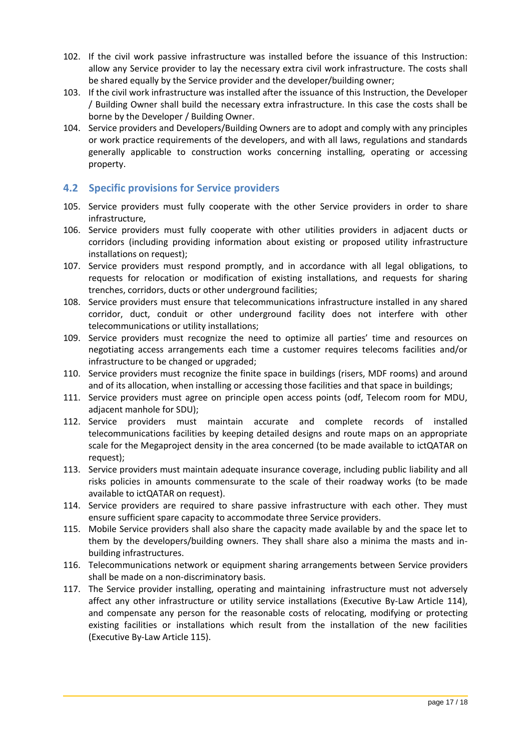102. If the civil work passive infrastructure was installed before the issuance of this Instruction: allow any Service provider to lay the necessary extra civil work infrastructure. The costs shall be shared equally by the Service provider and the developer/building owner;
103. If the civil work infrastructure was installed after the issuance of this Instruction, the Developer / Building Owner shall build the necessary extra infrastructure. In this case the costs shall be borne by the Developer / Building Owner.
104. Service providers and Developers/Building Owners are to adopt and comply with any principles or work practice requirements of the developers, and with all laws, regulations and standards generally applicable to construction works concerning installing, operating or accessing property.

## 4.2 Specific provisions for Service providers

105. Service providers must fully cooperate with the other Service providers in order to share infrastructure,
106. Service providers must fully cooperate with other utilities providers in adjacent ducts or corridors (including providing information about existing or proposed utility infrastructure installations on request);
107. Service providers must respond promptly, and in accordance with all legal obligations, to requests for relocation or modification of existing installations, and requests for sharing trenches, corridors, ducts or other underground facilities;
108. Service providers must ensure that telecommunications infrastructure installed in any shared corridor, duct, conduit or other underground facility does not interfere with other telecommunications or utility installations;
109. Service providers must recognize the need to optimize all parties' time and resources on negotiating access arrangements each time a customer requires telecoms facilities and/or infrastructure to be changed or upgraded;
110. Service providers must recognize the finite space in buildings (risers, MDF rooms) and around and of its allocation, when installing or accessing those facilities and that space in buildings;
111. Service providers must agree on principle open access points (odf, Telecom room for MDU, adjacent manhole for SDU);
112. Service providers must maintain accurate and complete records of installed telecommunications facilities by keeping detailed designs and route maps on an appropriate scale for the Megaproject density in the area concerned (to be made available to ictQATAR on request);
113. Service providers must maintain adequate insurance coverage, including public liability and all risks policies in amounts commensurate to the scale of their roadway works (to be made available to ictQATAR on request).
114. Service providers are required to share passive infrastructure with each other. They must ensure sufficient spare capacity to accommodate three Service providers.
115. Mobile Service providers shall also share the capacity made available by and the space let to them by the developers/building owners. They shall share also a minima the masts and in-building infrastructures.
116. Telecommunications network or equipment sharing arrangements between Service providers shall be made on a non-discriminatory basis.
117. The Service provider installing, operating and maintaining infrastructure must not adversely affect any other infrastructure or utility service installations (Executive By-Law Article 114), and compensate any person for the reasonable costs of relocating, modifying or protecting existing facilities or installations which result from the installation of the new facilities (Executive By-Law Article 115).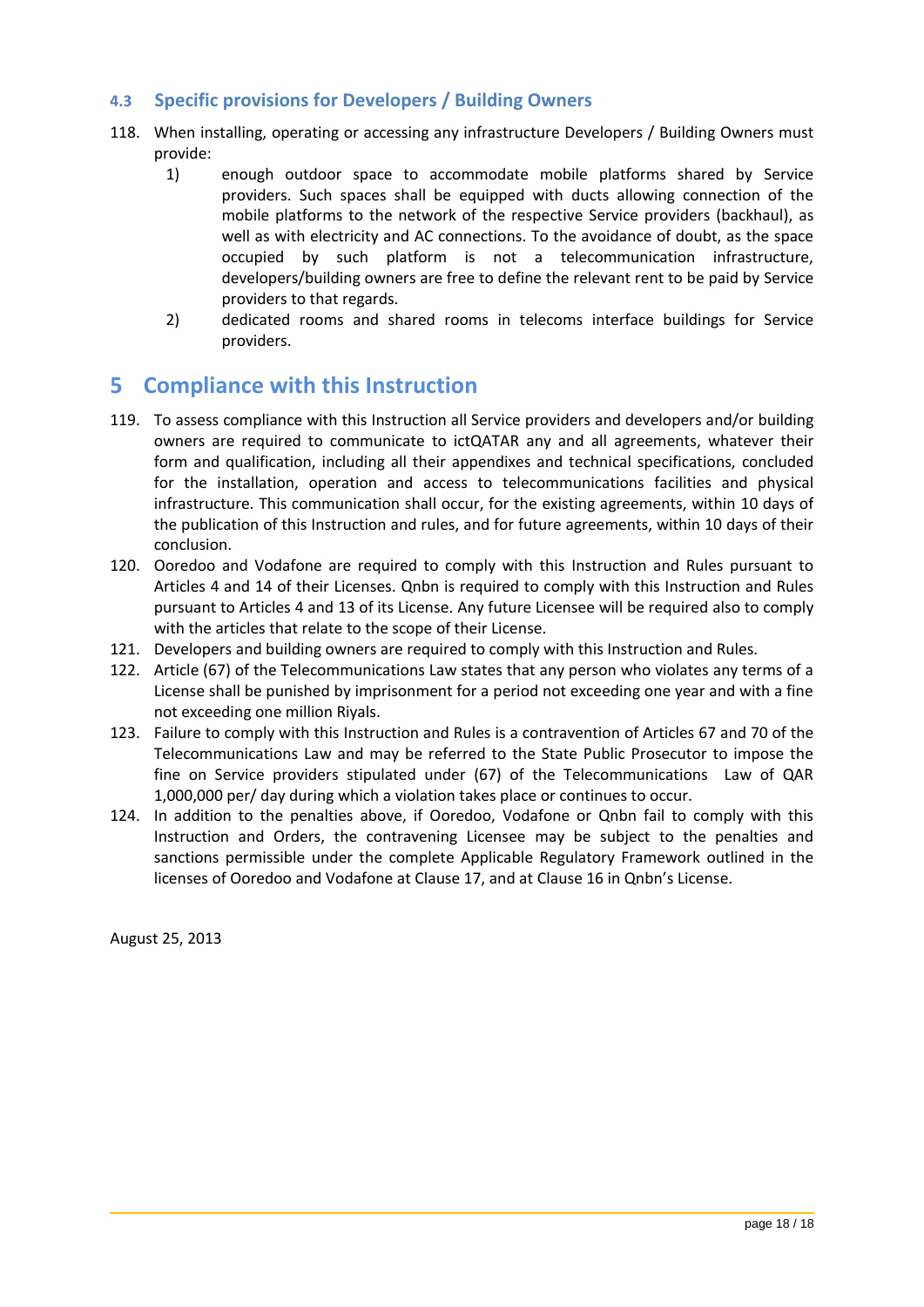### 4.3 Specific provisions for Developers / Building Owners

118. When installing, operating or accessing any infrastructure Developers / Building Owners must provide:
    1) enough outdoor space to accommodate mobile platforms shared by Service providers. Such spaces shall be equipped with ducts allowing connection of the mobile platforms to the network of the respective Service providers (backhaul), as well as with electricity and AC connections. To the avoidance of doubt, as the space occupied by such platform is not a telecommunication infrastructure, developers/building owners are free to define the relevant rent to be paid by Service providers to that regards.
    2) dedicated rooms and shared rooms in telecoms interface buildings for Service providers.

## 5 Compliance with this Instruction

119. To assess compliance with this Instruction all Service providers and developers and/or building owners are required to communicate to ictQATAR any and all agreements, whatever their form and qualification, including all their appendixes and technical specifications, concluded for the installation, operation and access to telecommunications facilities and physical infrastructure. This communication shall occur, for the existing agreements, within 10 days of the publication of this Instruction and rules, and for future agreements, within 10 days of their conclusion.
120. Ooredoo and Vodafone are required to comply with this Instruction and Rules pursuant to Articles 4 and 14 of their Licenses. Qnbn is required to comply with this Instruction and Rules pursuant to Articles 4 and 13 of its License. Any future Licensee will be required also to comply with the articles that relate to the scope of their License.
121. Developers and building owners are required to comply with this Instruction and Rules.
122. Article (67) of the Telecommunications Law states that any person who violates any terms of a License shall be punished by imprisonment for a period not exceeding one year and with a fine not exceeding one million Riyals.
123. Failure to comply with this Instruction and Rules is a contravention of Articles 67 and 70 of the Telecommunications Law and may be referred to the State Public Prosecutor to impose the fine on Service providers stipulated under (67) of the Telecommunications Law of QAR 1,000,000 per/ day during which a violation takes place or continues to occur.
124. In addition to the penalties above, if Ooredoo, Vodafone or Qnbn fail to comply with this Instruction and Orders, the contravening Licensee may be subject to the penalties and sanctions permissible under the complete Applicable Regulatory Framework outlined in the licenses of Ooredoo and Vodafone at Clause 17, and at Clause 16 in Qnbn's License.

August 25, 2013